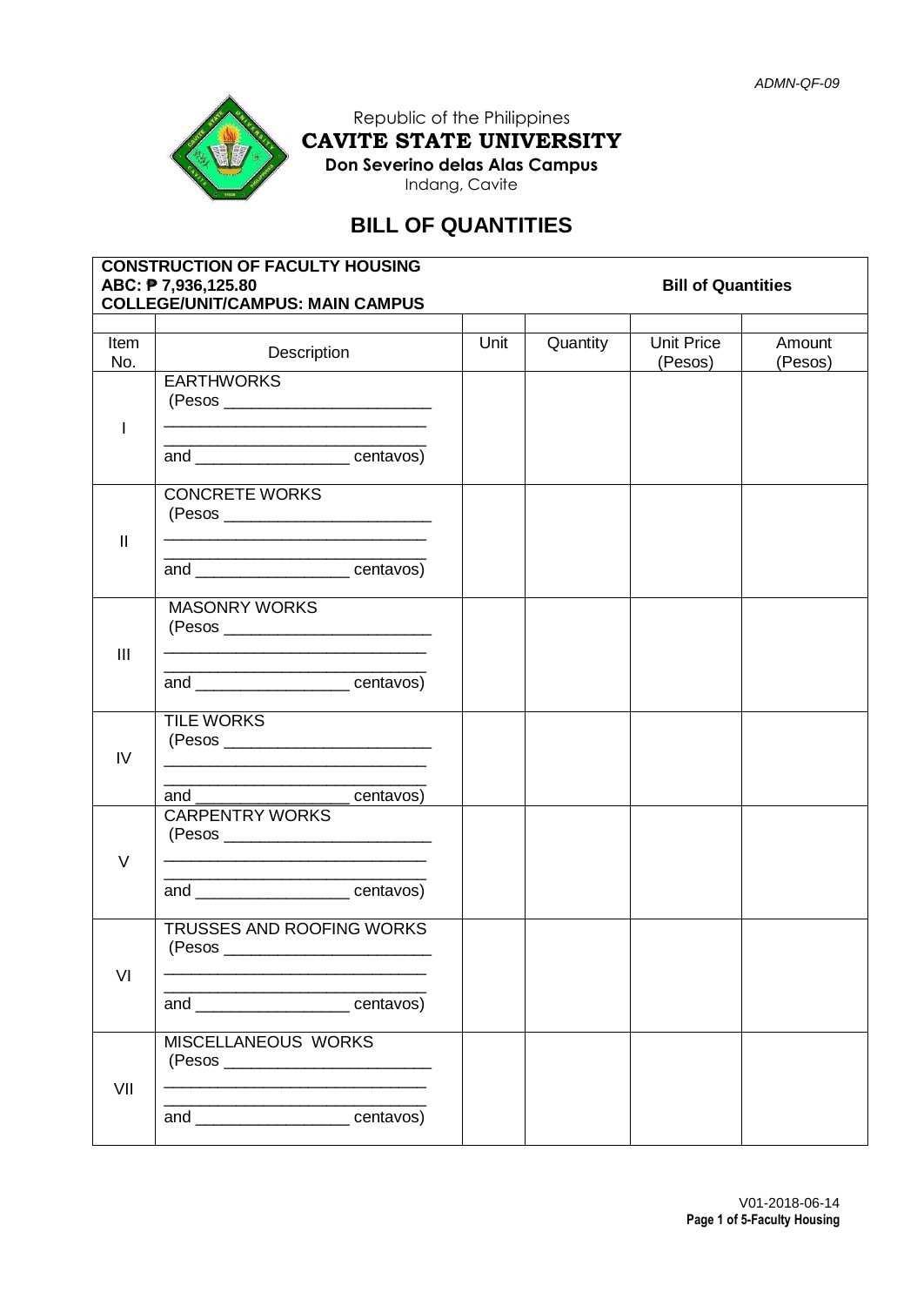ADMN-QF-09

Republic of the Philippines
**CAVITE STATE UNIVERSITY**
**Don Severino delas Alas Campus**
Indang, Cavite

# BILL OF QUANTITIES

| **CONSTRUCTION OF FACULTY HOUSING**<br>**ABC: ₱ 7,936,125.80**<br>**COLLEGE/UNIT/CAMPUS: MAIN CAMPUS** | | | | **Bill of Quantities** | |
|---|---|---|---|---|---|
| | | | | | |
| Item No. | Description | Unit | Quantity | Unit Price (Pesos) | Amount (Pesos) |
| I | EARTHWORKS<br>(Pesos _______________________<br>____________________________<br>____________________________<br>and ________________ centavos) | | | | |
| II | CONCRETE WORKS<br>(Pesos _______________________<br>____________________________<br>____________________________<br>and ________________ centavos) | | | | |
| III | MASONRY WORKS<br>(Pesos _______________________<br>____________________________<br>____________________________<br>and ________________ centavos) | | | | |
| IV | TILE WORKS<br>(Pesos _______________________<br>____________________________<br>____________________________<br>and ________________ centavos) | | | | |
| V | CARPENTRY WORKS<br>(Pesos _______________________<br>____________________________<br>____________________________<br>and ________________ centavos) | | | | |
| VI | TRUSSES AND ROOFING WORKS<br>(Pesos _______________________<br>____________________________<br>____________________________<br>and ________________ centavos) | | | | |
| VII | MISCELLANEOUS WORKS<br>(Pesos _______________________<br>____________________________<br>____________________________<br>and ________________ centavos) | | | | |

V01-2018-06-14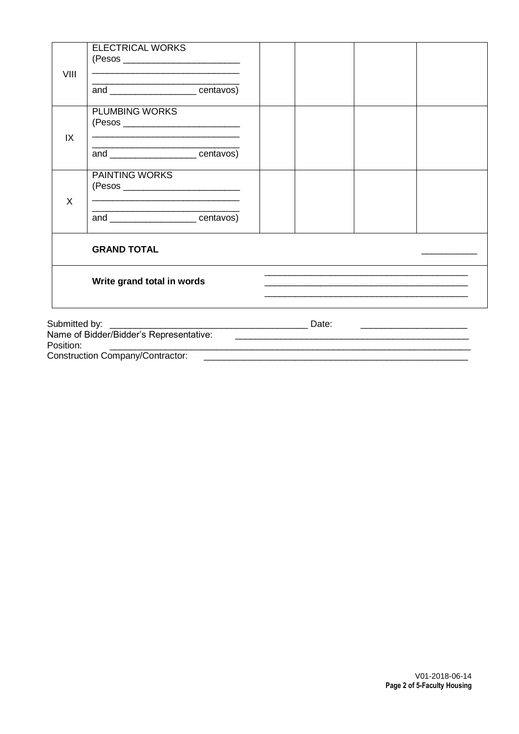| | | | | | |
|---|---|---|---|---|---|
| VIII | ELECTRICAL WORKS<br>(Pesos ______________________<br>____________________________<br>____________________________<br>and ________________ centavos) | | | | |
| IX | PLUMBING WORKS<br>(Pesos ______________________<br>____________________________<br>____________________________<br>and ________________ centavos) | | | | |
| X | PAINTING WORKS<br>(Pesos ______________________<br>____________________________<br>____________________________<br>and ________________ centavos) | | | | |
| | **GRAND TOTAL** | | | | __________ |
| | **Write grand total in words** | | ________________________________________<br>________________________________________<br>________________________________________ | | |

Submitted by: ______________________________________ Date: ____________________

Name of Bidder/Bidder's Representative: ______________________________________________

Position: ________________________________________________________________________

Construction Company/Contractor: ___________________________________________________

V01-2018-06-14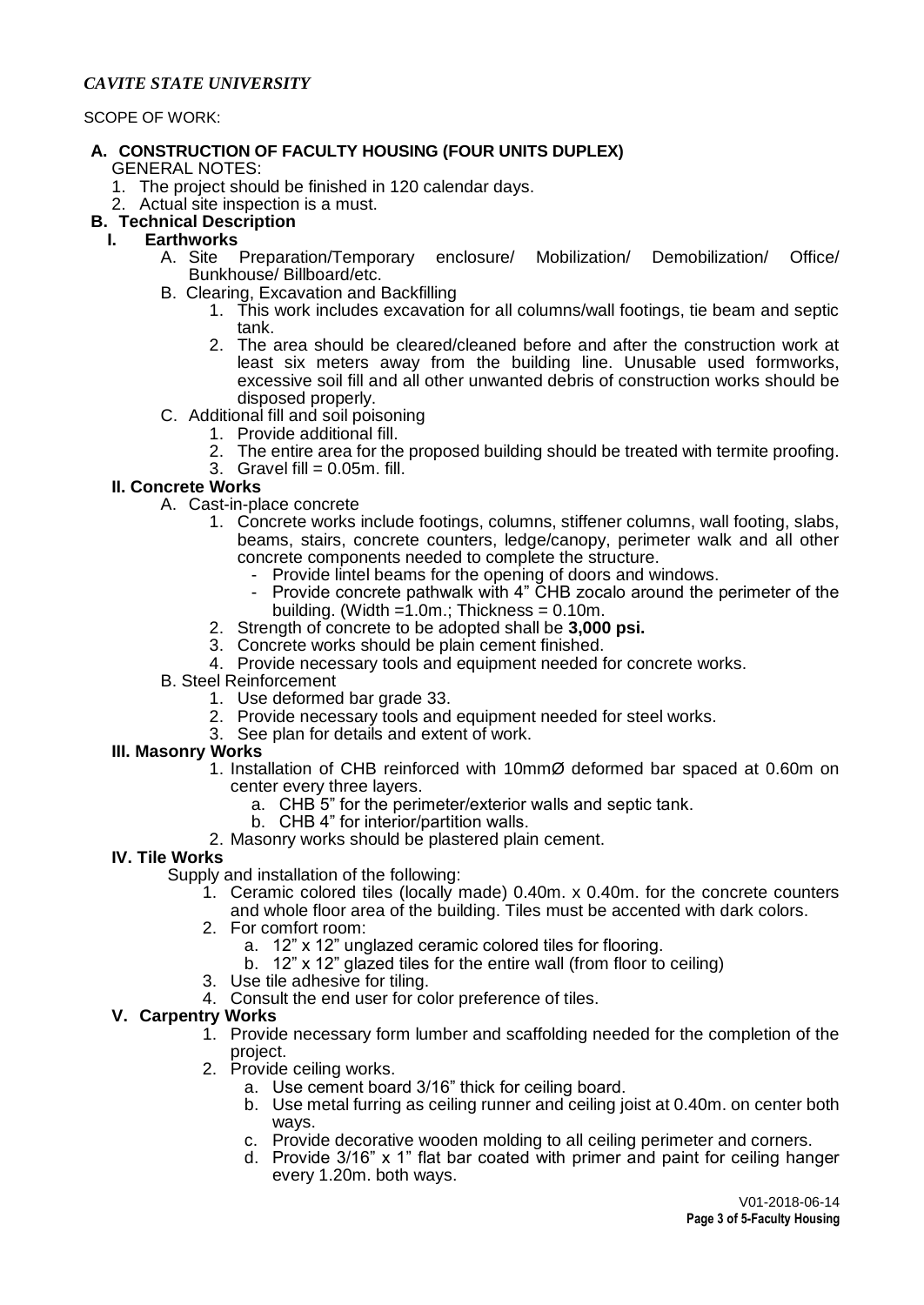*CAVITE STATE UNIVERSITY*

SCOPE OF WORK:

## A. CONSTRUCTION OF FACULTY HOUSING (FOUR UNITS DUPLEX)

GENERAL NOTES:

1. The project should be finished in 120 calendar days.
2. Actual site inspection is a must.

## B. Technical Description

### I. Earthworks

A. Site Preparation/Temporary enclosure/ Mobilization/ Demobilization/ Office/ Bunkhouse/ Billboard/etc.

B. Clearing, Excavation and Backfilling

1. This work includes excavation for all columns/wall footings, tie beam and septic tank.
2. The area should be cleared/cleaned before and after the construction work at least six meters away from the building line. Unusable used formworks, excessive soil fill and all other unwanted debris of construction works should be disposed properly.

C. Additional fill and soil poisoning

1. Provide additional fill.
2. The entire area for the proposed building should be treated with termite proofing.
3. Gravel fill = 0.05m. fill.

### II. Concrete Works

A. Cast-in-place concrete

1. Concrete works include footings, columns, stiffener columns, wall footing, slabs, beams, stairs, concrete counters, ledge/canopy, perimeter walk and all other concrete components needed to complete the structure.
   - Provide lintel beams for the opening of doors and windows.
   - Provide concrete pathwalk with 4" CHB zocalo around the perimeter of the building. (Width =1.0m.; Thickness = 0.10m.
2. Strength of concrete to be adopted shall be **3,000 psi.**
3. Concrete works should be plain cement finished.
4. Provide necessary tools and equipment needed for concrete works.

B. Steel Reinforcement

1. Use deformed bar grade 33.
2. Provide necessary tools and equipment needed for steel works.
3. See plan for details and extent of work.

### III. Masonry Works

1. Installation of CHB reinforced with 10mmØ deformed bar spaced at 0.60m on center every three layers.
   a. CHB 5" for the perimeter/exterior walls and septic tank.
   b. CHB 4" for interior/partition walls.
2. Masonry works should be plastered plain cement.

### IV. Tile Works

Supply and installation of the following:

1. Ceramic colored tiles (locally made) 0.40m. x 0.40m. for the concrete counters and whole floor area of the building. Tiles must be accented with dark colors.
2. For comfort room:
   a. 12" x 12" unglazed ceramic colored tiles for flooring.
   b. 12" x 12" glazed tiles for the entire wall (from floor to ceiling)
3. Use tile adhesive for tiling.
4. Consult the end user for color preference of tiles.

### V. Carpentry Works

1. Provide necessary form lumber and scaffolding needed for the completion of the project.
2. Provide ceiling works.
   a. Use cement board 3/16" thick for ceiling board.
   b. Use metal furring as ceiling runner and ceiling joist at 0.40m. on center both ways.
   c. Provide decorative wooden molding to all ceiling perimeter and corners.
   d. Provide 3/16" x 1" flat bar coated with primer and paint for ceiling hanger every 1.20m. both ways.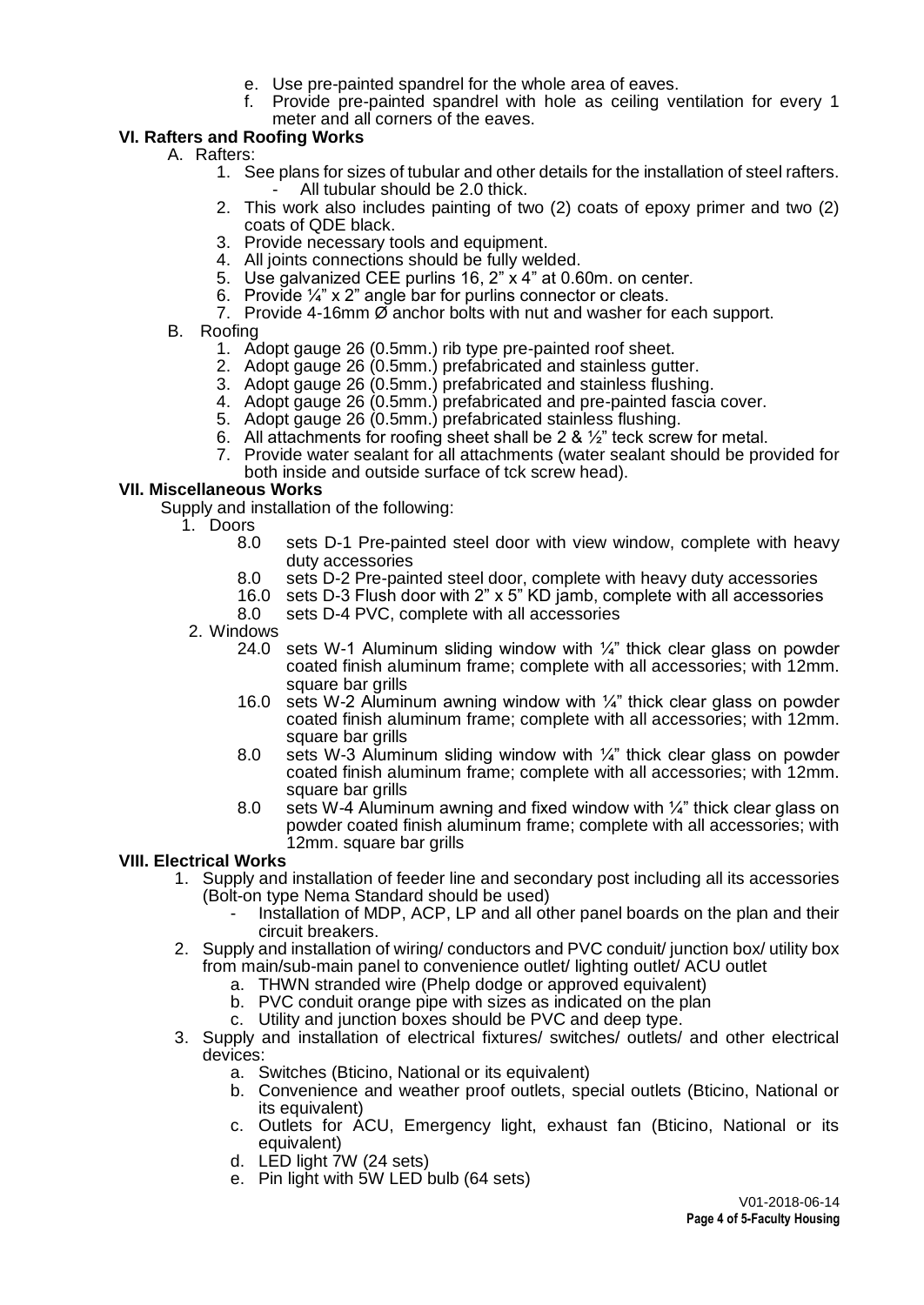e. Use pre-painted spandrel for the whole area of eaves.
f. Provide pre-painted spandrel with hole as ceiling ventilation for every 1 meter and all corners of the eaves.

## VI. Rafters and Roofing Works

A. Rafters:

1. See plans for sizes of tubular and other details for the installation of steel rafters.
   - All tubular should be 2.0 thick.
2. This work also includes painting of two (2) coats of epoxy primer and two (2) coats of QDE black.
3. Provide necessary tools and equipment.
4. All joints connections should be fully welded.
5. Use galvanized CEE purlins 16, 2" x 4" at 0.60m. on center.
6. Provide ¼" x 2" angle bar for purlins connector or cleats.
7. Provide 4-16mm Ø anchor bolts with nut and washer for each support.

B. Roofing

1. Adopt gauge 26 (0.5mm.) rib type pre-painted roof sheet.
2. Adopt gauge 26 (0.5mm.) prefabricated and stainless gutter.
3. Adopt gauge 26 (0.5mm.) prefabricated and stainless flushing.
4. Adopt gauge 26 (0.5mm.) prefabricated and pre-painted fascia cover.
5. Adopt gauge 26 (0.5mm.) prefabricated stainless flushing.
6. All attachments for roofing sheet shall be 2 & ½" teck screw for metal.
7. Provide water sealant for all attachments (water sealant should be provided for both inside and outside surface of tck screw head).

## VII. Miscellaneous Works

Supply and installation of the following:

1. Doors
   - 8.0 sets D-1 Pre-painted steel door with view window, complete with heavy duty accessories
   - 8.0 sets D-2 Pre-painted steel door, complete with heavy duty accessories
   - 16.0 sets D-3 Flush door with 2" x 5" KD jamb, complete with all accessories
   - 8.0 sets D-4 PVC, complete with all accessories
2. Windows
   - 24.0 sets W-1 Aluminum sliding window with ¼" thick clear glass on powder coated finish aluminum frame; complete with all accessories; with 12mm. square bar grills
   - 16.0 sets W-2 Aluminum awning window with ¼" thick clear glass on powder coated finish aluminum frame; complete with all accessories; with 12mm. square bar grills
   - 8.0 sets W-3 Aluminum sliding window with ¼" thick clear glass on powder coated finish aluminum frame; complete with all accessories; with 12mm. square bar grills
   - 8.0 sets W-4 Aluminum awning and fixed window with ¼" thick clear glass on powder coated finish aluminum frame; complete with all accessories; with 12mm. square bar grills

## VIII. Electrical Works

1. Supply and installation of feeder line and secondary post including all its accessories (Bolt-on type Nema Standard should be used)
   - Installation of MDP, ACP, LP and all other panel boards on the plan and their circuit breakers.
2. Supply and installation of wiring/ conductors and PVC conduit/ junction box/ utility box from main/sub-main panel to convenience outlet/ lighting outlet/ ACU outlet
   a. THWN stranded wire (Phelp dodge or approved equivalent)
   b. PVC conduit orange pipe with sizes as indicated on the plan
   c. Utility and junction boxes should be PVC and deep type.
3. Supply and installation of electrical fixtures/ switches/ outlets/ and other electrical devices:
   a. Switches (Bticino, National or its equivalent)
   b. Convenience and weather proof outlets, special outlets (Bticino, National or its equivalent)
   c. Outlets for ACU, Emergency light, exhaust fan (Bticino, National or its equivalent)
   d. LED light 7W (24 sets)
   e. Pin light with 5W LED bulb (64 sets)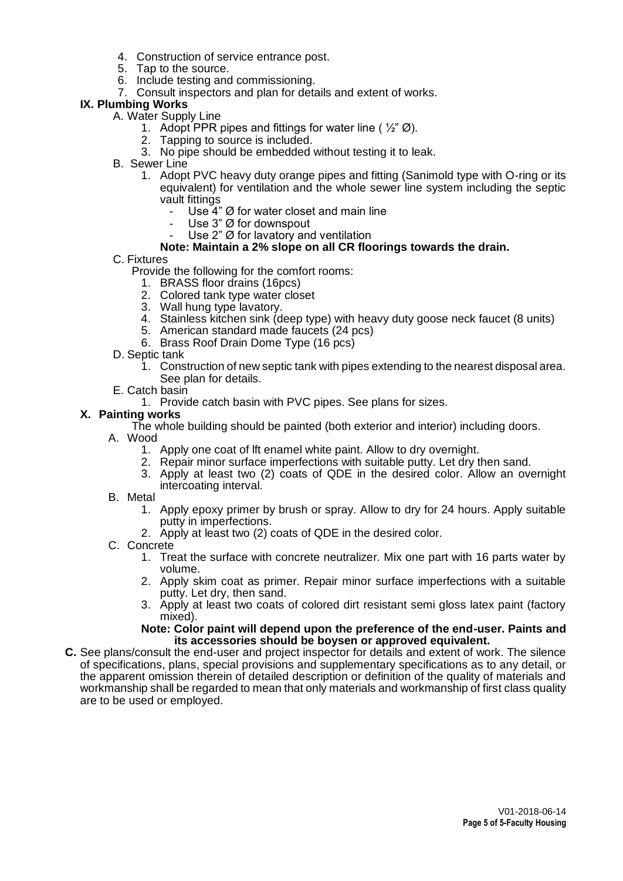4. Construction of service entrance post.
5. Tap to the source.
6. Include testing and commissioning.
7. Consult inspectors and plan for details and extent of works.

**IX. Plumbing Works**

A. Water Supply Line

1. Adopt PPR pipes and fittings for water line ( ½" Ø).
2. Tapping to source is included.
3. No pipe should be embedded without testing it to leak.

B. Sewer Line

1. Adopt PVC heavy duty orange pipes and fitting (Sanimold type with O-ring or its equivalent) for ventilation and the whole sewer line system including the septic vault fittings
   - Use 4" Ø for water closet and main line
   - Use 3" Ø for downspout
   - Use 2" Ø for lavatory and ventilation

**Note: Maintain a 2% slope on all CR floorings towards the drain.**

C. Fixtures

Provide the following for the comfort rooms:

1. BRASS floor drains (16pcs)
2. Colored tank type water closet
3. Wall hung type lavatory.
4. Stainless kitchen sink (deep type) with heavy duty goose neck faucet (8 units)
5. American standard made faucets (24 pcs)
6. Brass Roof Drain Dome Type (16 pcs)

D. Septic tank

1. Construction of new septic tank with pipes extending to the nearest disposal area. See plan for details.

E. Catch basin

1. Provide catch basin with PVC pipes. See plans for sizes.

**X. Painting works**

The whole building should be painted (both exterior and interior) including doors.

A. Wood

1. Apply one coat of lft enamel white paint. Allow to dry overnight.
2. Repair minor surface imperfections with suitable putty. Let dry then sand.
3. Apply at least two (2) coats of QDE in the desired color. Allow an overnight intercoating interval.

B. Metal

1. Apply epoxy primer by brush or spray. Allow to dry for 24 hours. Apply suitable putty in imperfections.
2. Apply at least two (2) coats of QDE in the desired color.

C. Concrete

1. Treat the surface with concrete neutralizer. Mix one part with 16 parts water by volume.
2. Apply skim coat as primer. Repair minor surface imperfections with a suitable putty. Let dry, then sand.
3. Apply at least two coats of colored dirt resistant semi gloss latex paint (factory mixed).

**Note: Color paint will depend upon the preference of the end-user. Paints and its accessories should be boysen or approved equivalent.**

**C.** See plans/consult the end-user and project inspector for details and extent of work. The silence of specifications, plans, special provisions and supplementary specifications as to any detail, or the apparent omission therein of detailed description or definition of the quality of materials and workmanship shall be regarded to mean that only materials and workmanship of first class quality are to be used or employed.

V01-2018-06-14